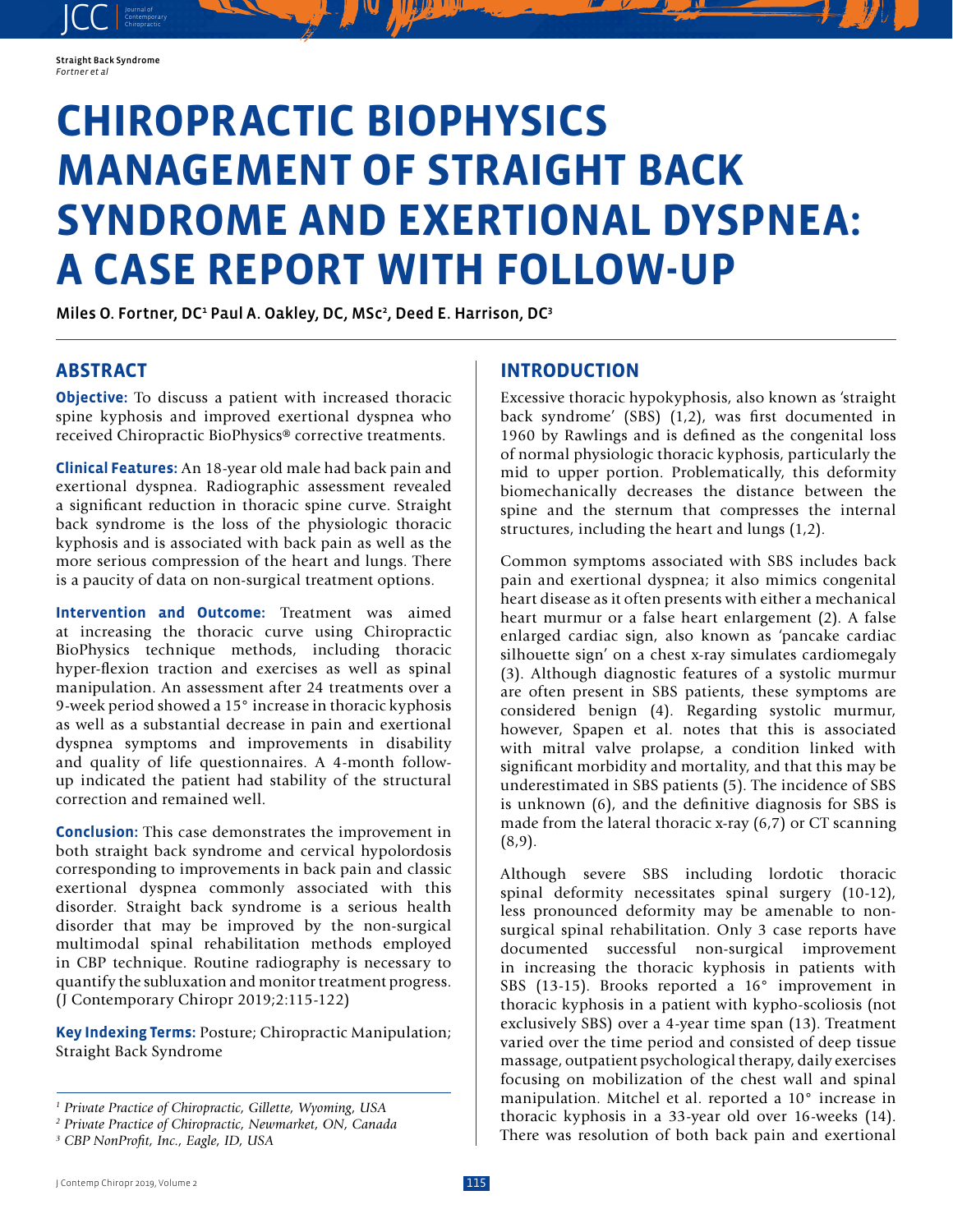# CHIROPRACTIC BIOPHYSICS MANAGEMENT OF STRAIGHT BACK SYNDROME AND EXERTIONAL DYSPNEA: A CASE REPORT WITH FOLLOW-UP

**Miles O. Fortner, DC[1] Paul A. Oakley, DC, MSc[2], Deed E. Harrison, DC[3]**

## ABSTRACT

**Objective:** To discuss a patient with increased thoracic spine kyphosis and improved exertional dyspnea who received Chiropractic BioPhysics® corrective treatments.

**Clinical Features:** An 18-year old male had back pain and exertional dyspnea. Radiographic assessment revealed a significant reduction in thoracic spine curve. Straight back syndrome is the loss of the physiologic thoracic kyphosis and is associated with back pain as well as the more serious compression of the heart and lungs. There is a paucity of data on non-surgical treatment options.

**Intervention and Outcome:** Treatment was aimed at increasing the thoracic curve using Chiropractic BioPhysics technique methods, including thoracic hyper-flexion traction and exercises as well as spinal manipulation. An assessment after 24 treatments over a 9-week period showed a 15° increase in thoracic kyphosis as well as a substantial decrease in pain and exertional dyspnea symptoms and improvements in disability and quality of life questionnaires. A 4-month follow-up indicated the patient had stability of the structural correction and remained well.

**Conclusion:** This case demonstrates the improvement in both straight back syndrome and cervical hypolordosis corresponding to improvements in back pain and classic exertional dyspnea commonly associated with this disorder. Straight back syndrome is a serious health disorder that may be improved by the non-surgical multimodal spinal rehabilitation methods employed in CBP technique. Routine radiography is necessary to quantify the subluxation and monitor treatment progress. (J Contemporary Chiropr 2019;2:115-122)

**Key Indexing Terms:** Posture; Chiropractic Manipulation; Straight Back Syndrome

*[1] Private Practice of Chiropractic, Gillette, Wyoming, USA*
*[2] Private Practice of Chiropractic, Newmarket, ON, Canada*
*[3] CBP NonProfit, Inc., Eagle, ID, USA*

## INTRODUCTION

Excessive thoracic hypokyphosis, also known as 'straight back syndrome' (SBS) (1,2), was first documented in 1960 by Rawlings and is defined as the congenital loss of normal physiologic thoracic kyphosis, particularly the mid to upper portion. Problematically, this deformity biomechanically decreases the distance between the spine and the sternum that compresses the internal structures, including the heart and lungs (1,2).

Common symptoms associated with SBS includes back pain and exertional dyspnea; it also mimics congenital heart disease as it often presents with either a mechanical heart murmur or a false heart enlargement (2). A false enlarged cardiac sign, also known as 'pancake cardiac silhouette sign' on a chest x-ray simulates cardiomegaly (3). Although diagnostic features of a systolic murmur are often present in SBS patients, these symptoms are considered benign (4). Regarding systolic murmur, however, Spapen et al. notes that this is associated with mitral valve prolapse, a condition linked with significant morbidity and mortality, and that this may be underestimated in SBS patients (5). The incidence of SBS is unknown (6), and the definitive diagnosis for SBS is made from the lateral thoracic x-ray (6,7) or CT scanning (8,9).

Although severe SBS including lordotic thoracic spinal deformity necessitates spinal surgery (10-12), less pronounced deformity may be amenable to non-surgical spinal rehabilitation. Only 3 case reports have documented successful non-surgical improvement in increasing the thoracic kyphosis in patients with SBS (13-15). Brooks reported a 16° improvement in thoracic kyphosis in a patient with kypho-scoliosis (not exclusively SBS) over a 4-year time span (13). Treatment varied over the time period and consisted of deep tissue massage, outpatient psychological therapy, daily exercises focusing on mobilization of the chest wall and spinal manipulation. Mitchel et al. reported a 10° increase in thoracic kyphosis in a 33-year old over 16-weeks (14). There was resolution of both back pain and exertional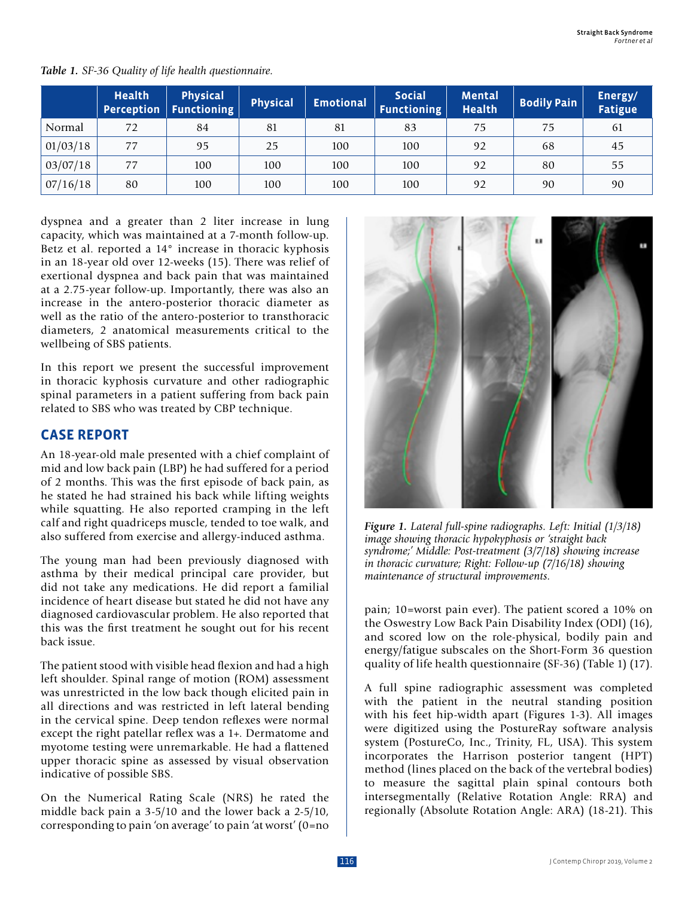*Table 1. SF-36 Quality of life health questionnaire.*

| | Health Perception | Physical Functioning | Physical | Emotional | Social Functioning | Mental Health | Bodily Pain | Energy/ Fatigue |
|---|---|---|---|---|---|---|---|---|
| Normal | 72 | 84 | 81 | 81 | 83 | 75 | 75 | 61 |
| 01/03/18 | 77 | 95 | 25 | 100 | 100 | 92 | 68 | 45 |
| 03/07/18 | 77 | 100 | 100 | 100 | 100 | 92 | 80 | 55 |
| 07/16/18 | 80 | 100 | 100 | 100 | 100 | 92 | 90 | 90 |

dyspnea and a greater than 2 liter increase in lung capacity, which was maintained at a 7-month follow-up. Betz et al. reported a 14° increase in thoracic kyphosis in an 18-year old over 12-weeks (15). There was relief of exertional dyspnea and back pain that was maintained at a 2.75-year follow-up. Importantly, there was also an increase in the antero-posterior thoracic diameter as well as the ratio of the antero-posterior to transthoracic diameters, 2 anatomical measurements critical to the wellbeing of SBS patients.

In this report we present the successful improvement in thoracic kyphosis curvature and other radiographic spinal parameters in a patient suffering from back pain related to SBS who was treated by CBP technique.

## CASE REPORT

An 18-year-old male presented with a chief complaint of mid and low back pain (LBP) he had suffered for a period of 2 months. This was the first episode of back pain, as he stated he had strained his back while lifting weights while squatting. He also reported cramping in the left calf and right quadriceps muscle, tended to toe walk, and also suffered from exercise and allergy-induced asthma.

The young man had been previously diagnosed with asthma by their medical principal care provider, but did not take any medications. He did report a familial incidence of heart disease but stated he did not have any diagnosed cardiovascular problem. He also reported that this was the first treatment he sought out for his recent back issue.

The patient stood with visible head flexion and had a high left shoulder. Spinal range of motion (ROM) assessment was unrestricted in the low back though elicited pain in all directions and was restricted in left lateral bending in the cervical spine. Deep tendon reflexes were normal except the right patellar reflex was a 1+. Dermatome and myotome testing were unremarkable. He had a flattened upper thoracic spine as assessed by visual observation indicative of possible SBS.

On the Numerical Rating Scale (NRS) he rated the middle back pain a 3-5/10 and the lower back a 2-5/10, corresponding to pain 'on average' to pain 'at worst' (0=no pain; 10=worst pain ever). The patient scored a 10% on the Oswestry Low Back Pain Disability Index (ODI) (16), and scored low on the role-physical, bodily pain and energy/fatigue subscales on the Short-Form 36 question quality of life health questionnaire (SF-36) (Table 1) (17).

*Figure 1. Lateral full-spine radiographs. Left: Initial (1/3/18) image showing thoracic hypokyphosis or 'straight back syndrome;' Middle: Post-treatment (3/7/18) showing increase in thoracic curvature; Right: Follow-up (7/16/18) showing maintenance of structural improvements.*

A full spine radiographic assessment was completed with the patient in the neutral standing position with his feet hip-width apart (Figures 1-3). All images were digitized using the PostureRay software analysis system (PostureCo, Inc., Trinity, FL, USA). This system incorporates the Harrison posterior tangent (HPT) method (lines placed on the back of the vertebral bodies) to measure the sagittal plain spinal contours both intersegmentally (Relative Rotation Angle: RRA) and regionally (Absolute Rotation Angle: ARA) (18-21). This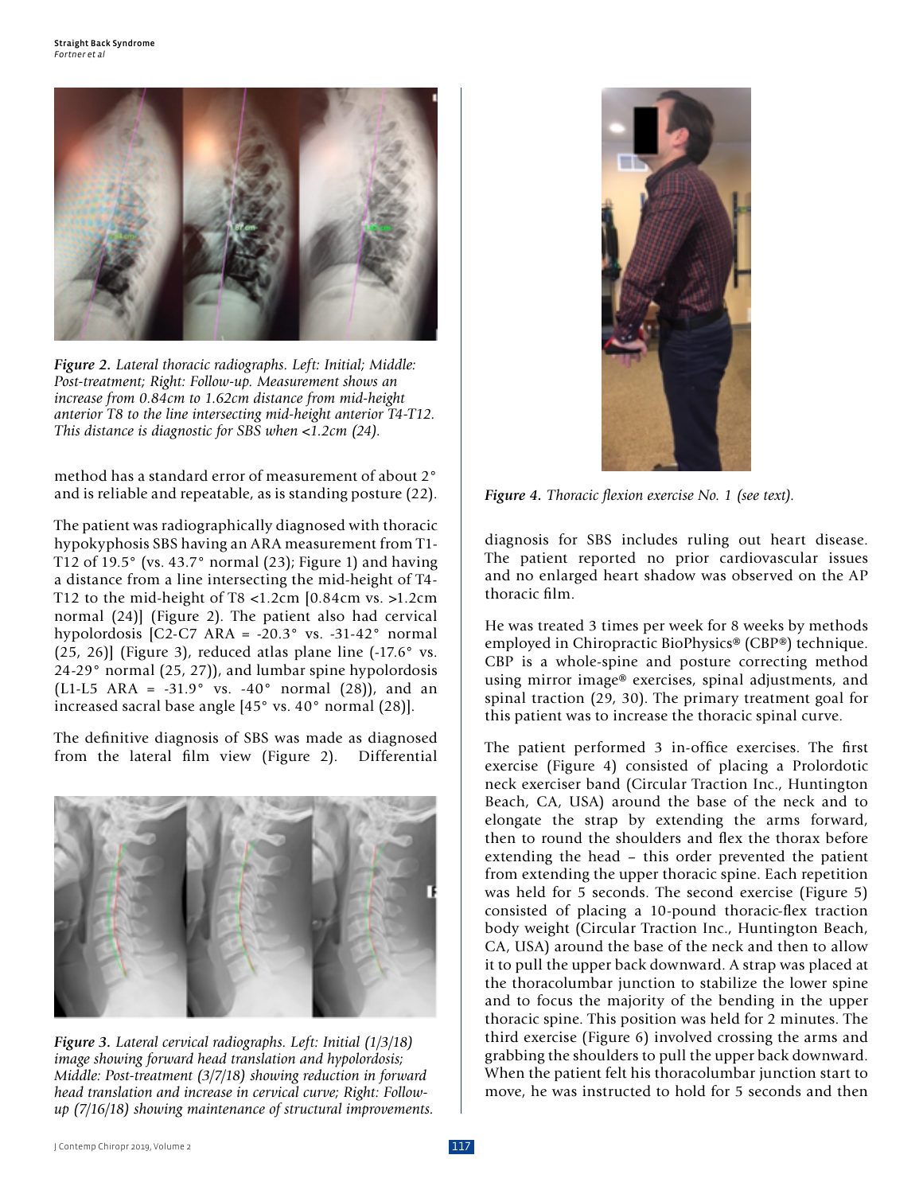*Figure 2. Lateral thoracic radiographs. Left: Initial; Middle: Post-treatment; Right: Follow-up. Measurement shows an increase from 0.84cm to 1.62cm distance from mid-height anterior T8 to the line intersecting mid-height anterior T4-T12. This distance is diagnostic for SBS when <1.2cm (24).*

method has a standard error of measurement of about 2° and is reliable and repeatable, as is standing posture (22).

The patient was radiographically diagnosed with thoracic hypokyphosis SBS having an ARA measurement from T1-T12 of 19.5° (vs. 43.7° normal (23); Figure 1) and having a distance from a line intersecting the mid-height of T4-T12 to the mid-height of T8 <1.2cm [0.84cm vs. >1.2cm normal (24)] (Figure 2). The patient also had cervical hypolordosis [C2-C7 ARA = -20.3° vs. -31-42° normal (25, 26)] (Figure 3), reduced atlas plane line (-17.6° vs. 24-29° normal (25, 27)), and lumbar spine hypolordosis (L1-L5 ARA = -31.9° vs. -40° normal (28)), and an increased sacral base angle [45° vs. 40° normal (28)].

The definitive diagnosis of SBS was made as diagnosed from the lateral film view (Figure 2). Differential diagnosis for SBS includes ruling out heart disease. The patient reported no prior cardiovascular issues and no enlarged heart shadow was observed on the AP thoracic film.

*Figure 3. Lateral cervical radiographs. Left: Initial (1/3/18) image showing forward head translation and hypolordosis; Middle: Post-treatment (3/7/18) showing reduction in forward head translation and increase in cervical curve; Right: Follow-up (7/16/18) showing maintenance of structural improvements.*

*Figure 4. Thoracic flexion exercise No. 1 (see text).*

He was treated 3 times per week for 8 weeks by methods employed in Chiropractic BioPhysics® (CBP®) technique. CBP is a whole-spine and posture correcting method using mirror image® exercises, spinal adjustments, and spinal traction (29, 30). The primary treatment goal for this patient was to increase the thoracic spinal curve.

The patient performed 3 in-office exercises. The first exercise (Figure 4) consisted of placing a Prolordotic neck exerciser band (Circular Traction Inc., Huntington Beach, CA, USA) around the base of the neck and to elongate the strap by extending the arms forward, then to round the shoulders and flex the thorax before extending the head – this order prevented the patient from extending the upper thoracic spine. Each repetition was held for 5 seconds. The second exercise (Figure 5) consisted of placing a 10-pound thoracic-flex traction body weight (Circular Traction Inc., Huntington Beach, CA, USA) around the base of the neck and then to allow it to pull the upper back downward. A strap was placed at the thoracolumbar junction to stabilize the lower spine and to focus the majority of the bending in the upper thoracic spine. This position was held for 2 minutes. The third exercise (Figure 6) involved crossing the arms and grabbing the shoulders to pull the upper back downward. When the patient felt his thoracolumbar junction start to move, he was instructed to hold for 5 seconds and then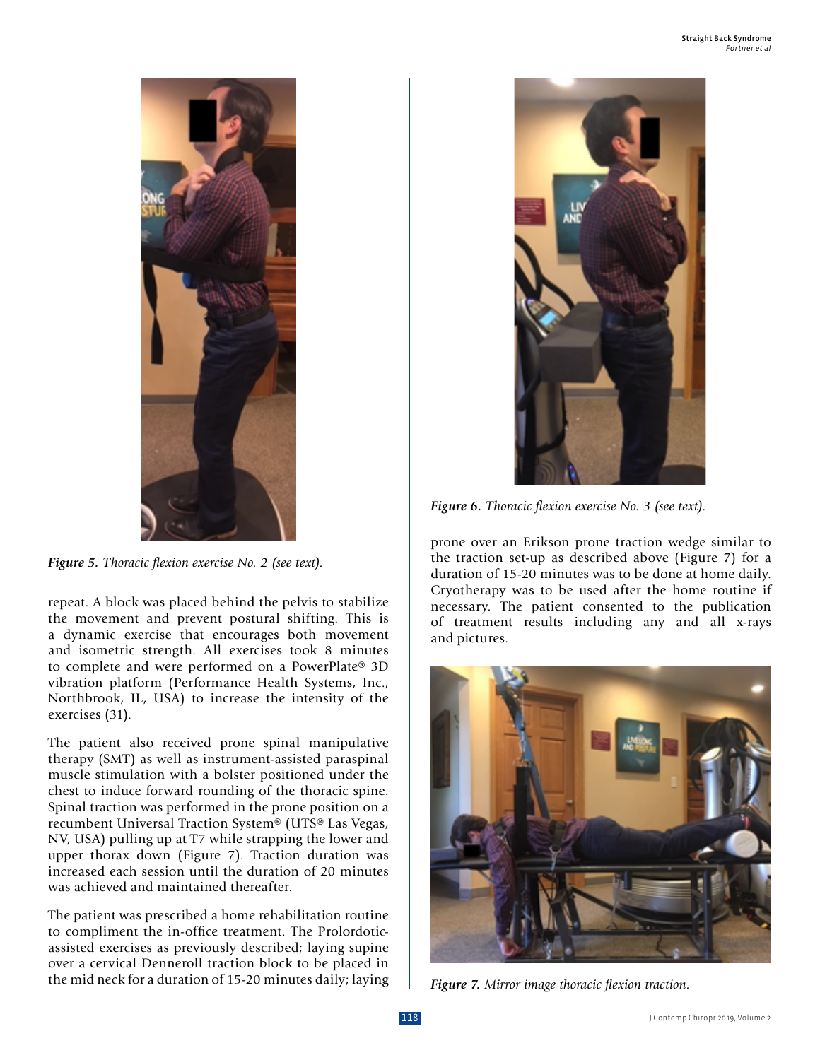*Figure 5. Thoracic flexion exercise No. 2 (see text).*

repeat. A block was placed behind the pelvis to stabilize the movement and prevent postural shifting. This is a dynamic exercise that encourages both movement and isometric strength. All exercises took 8 minutes to complete and were performed on a PowerPlate® 3D vibration platform (Performance Health Systems, Inc., Northbrook, IL, USA) to increase the intensity of the exercises (31).

The patient also received prone spinal manipulative therapy (SMT) as well as instrument-assisted paraspinal muscle stimulation with a bolster positioned under the chest to induce forward rounding of the thoracic spine. Spinal traction was performed in the prone position on a recumbent Universal Traction System® (UTS® Las Vegas, NV, USA) pulling up at T7 while strapping the lower and upper thorax down (Figure 7). Traction duration was increased each session until the duration of 20 minutes was achieved and maintained thereafter.

The patient was prescribed a home rehabilitation routine to compliment the in-office treatment. The Prolordotic-assisted exercises as previously described; laying supine over a cervical Denneroll traction block to be placed in the mid neck for a duration of 15-20 minutes daily; laying prone over an Erikson prone traction wedge similar to the traction set-up as described above (Figure 7) for a duration of 15-20 minutes was to be done at home daily. Cryotherapy was to be used after the home routine if necessary. The patient consented to the publication of treatment results including any and all x-rays and pictures.

*Figure 6. Thoracic flexion exercise No. 3 (see text).*

*Figure 7. Mirror image thoracic flexion traction.*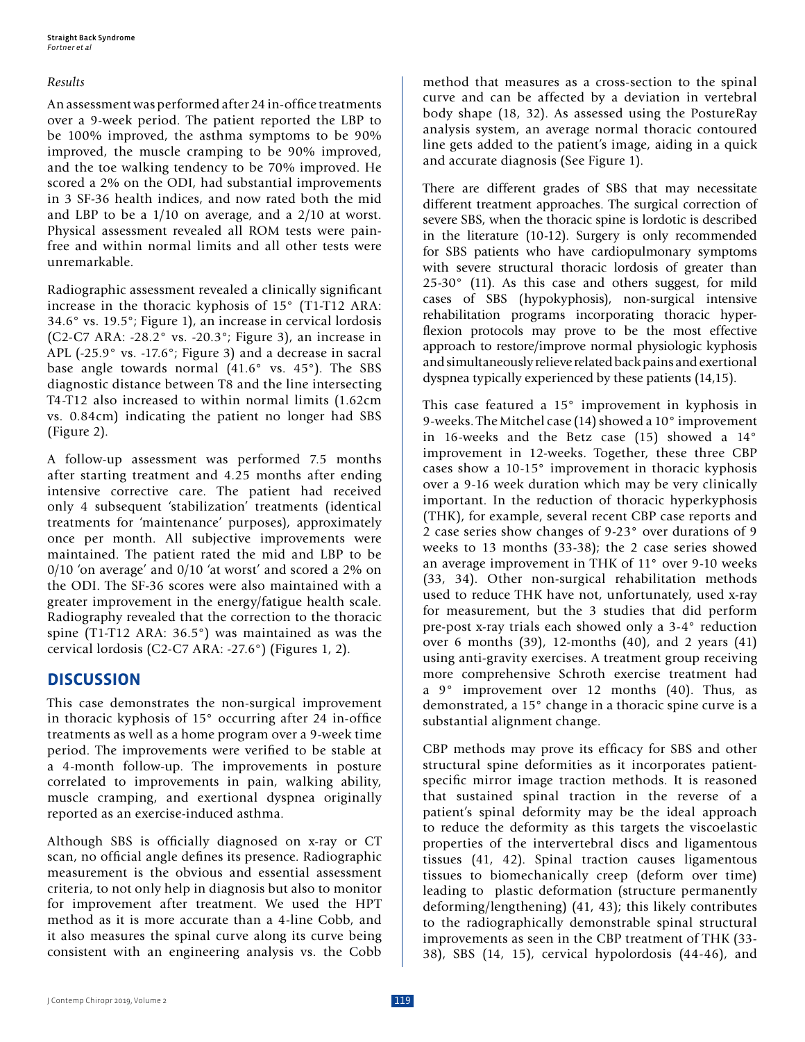*Results*

An assessment was performed after 24 in-office treatments over a 9-week period. The patient reported the LBP to be 100% improved, the asthma symptoms to be 90% improved, the muscle cramping to be 90% improved, and the toe walking tendency to be 70% improved. He scored a 2% on the ODI, had substantial improvements in 3 SF-36 health indices, and now rated both the mid and LBP to be a 1/10 on average, and a 2/10 at worst. Physical assessment revealed all ROM tests were pain-free and within normal limits and all other tests were unremarkable.

Radiographic assessment revealed a clinically significant increase in the thoracic kyphosis of 15° (T1-T12 ARA: 34.6° vs. 19.5°; Figure 1), an increase in cervical lordosis (C2-C7 ARA: -28.2° vs. -20.3°; Figure 3), an increase in APL (-25.9° vs. -17.6°; Figure 3) and a decrease in sacral base angle towards normal (41.6° vs. 45°). The SBS diagnostic distance between T8 and the line intersecting T4-T12 also increased to within normal limits (1.62cm vs. 0.84cm) indicating the patient no longer had SBS (Figure 2).

A follow-up assessment was performed 7.5 months after starting treatment and 4.25 months after ending intensive corrective care. The patient had received only 4 subsequent 'stabilization' treatments (identical treatments for 'maintenance' purposes), approximately once per month. All subjective improvements were maintained. The patient rated the mid and LBP to be 0/10 'on average' and 0/10 'at worst' and scored a 2% on the ODI. The SF-36 scores were also maintained with a greater improvement in the energy/fatigue health scale. Radiography revealed that the correction to the thoracic spine (T1-T12 ARA: 36.5°) was maintained as was the cervical lordosis (C2-C7 ARA: -27.6°) (Figures 1, 2).

## DISCUSSION

This case demonstrates the non-surgical improvement in thoracic kyphosis of 15° occurring after 24 in-office treatments as well as a home program over a 9-week time period. The improvements were verified to be stable at a 4-month follow-up. The improvements in posture correlated to improvements in pain, walking ability, muscle cramping, and exertional dyspnea originally reported as an exercise-induced asthma.

Although SBS is officially diagnosed on x-ray or CT scan, no official angle defines its presence. Radiographic measurement is the obvious and essential assessment criteria, to not only help in diagnosis but also to monitor for improvement after treatment. We used the HPT method as it is more accurate than a 4-line Cobb, and it also measures the spinal curve along its curve being consistent with an engineering analysis vs. the Cobb method that measures as a cross-section to the spinal curve and can be affected by a deviation in vertebral body shape (18, 32). As assessed using the PostureRay analysis system, an average normal thoracic contoured line gets added to the patient's image, aiding in a quick and accurate diagnosis (See Figure 1).

There are different grades of SBS that may necessitate different treatment approaches. The surgical correction of severe SBS, when the thoracic spine is lordotic is described in the literature (10-12). Surgery is only recommended for SBS patients who have cardiopulmonary symptoms with severe structural thoracic lordosis of greater than 25-30° (11). As this case and others suggest, for mild cases of SBS (hypokyphosis), non-surgical intensive rehabilitation programs incorporating thoracic hyper-flexion protocols may prove to be the most effective approach to restore/improve normal physiologic kyphosis and simultaneously relieve related back pains and exertional dyspnea typically experienced by these patients (14,15).

This case featured a 15° improvement in kyphosis in 9-weeks. The Mitchel case (14) showed a 10° improvement in 16-weeks and the Betz case (15) showed a 14° improvement in 12-weeks. Together, these three CBP cases show a 10-15° improvement in thoracic kyphosis over a 9-16 week duration which may be very clinically important. In the reduction of thoracic hyperkyphosis (THK), for example, several recent CBP case reports and 2 case series show changes of 9-23° over durations of 9 weeks to 13 months (33-38); the 2 case series showed an average improvement in THK of 11° over 9-10 weeks (33, 34). Other non-surgical rehabilitation methods used to reduce THK have not, unfortunately, used x-ray for measurement, but the 3 studies that did perform pre-post x-ray trials each showed only a 3-4° reduction over 6 months (39), 12-months (40), and 2 years (41) using anti-gravity exercises. A treatment group receiving more comprehensive Schroth exercise treatment had a 9° improvement over 12 months (40). Thus, as demonstrated, a 15° change in a thoracic spine curve is a substantial alignment change.

CBP methods may prove its efficacy for SBS and other structural spine deformities as it incorporates patient-specific mirror image traction methods. It is reasoned that sustained spinal traction in the reverse of a patient's spinal deformity may be the ideal approach to reduce the deformity as this targets the viscoelastic properties of the intervertebral discs and ligamentous tissues (41, 42). Spinal traction causes ligamentous tissues to biomechanically creep (deform over time) leading to plastic deformation (structure permanently deforming/lengthening) (41, 43); this likely contributes to the radiographically demonstrable spinal structural improvements as seen in the CBP treatment of THK (33-38), SBS (14, 15), cervical hypolordosis (44-46), and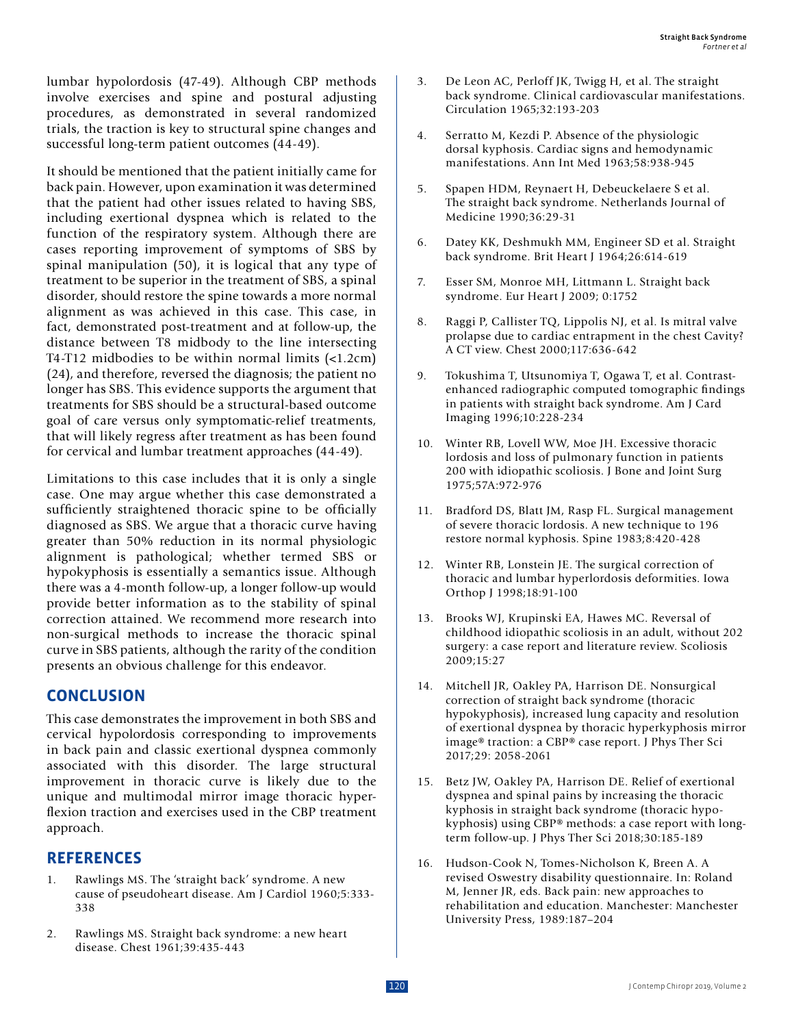lumbar hypolordosis (47-49). Although CBP methods involve exercises and spine and postural adjusting procedures, as demonstrated in several randomized trials, the traction is key to structural spine changes and successful long-term patient outcomes (44-49).

It should be mentioned that the patient initially came for back pain. However, upon examination it was determined that the patient had other issues related to having SBS, including exertional dyspnea which is related to the function of the respiratory system. Although there are cases reporting improvement of symptoms of SBS by spinal manipulation (50), it is logical that any type of treatment to be superior in the treatment of SBS, a spinal disorder, should restore the spine towards a more normal alignment as was achieved in this case. This case, in fact, demonstrated post-treatment and at follow-up, the distance between T8 midbody to the line intersecting T4-T12 midbodies to be within normal limits (<1.2cm) (24), and therefore, reversed the diagnosis; the patient no longer has SBS. This evidence supports the argument that treatments for SBS should be a structural-based outcome goal of care versus only symptomatic-relief treatments, that will likely regress after treatment as has been found for cervical and lumbar treatment approaches (44-49).

Limitations to this case includes that it is only a single case. One may argue whether this case demonstrated a sufficiently straightened thoracic spine to be officially diagnosed as SBS. We argue that a thoracic curve having greater than 50% reduction in its normal physiologic alignment is pathological; whether termed SBS or hypokyphosis is essentially a semantics issue. Although there was a 4-month follow-up, a longer follow-up would provide better information as to the stability of spinal correction attained. We recommend more research into non-surgical methods to increase the thoracic spinal curve in SBS patients, although the rarity of the condition presents an obvious challenge for this endeavor.

## CONCLUSION

This case demonstrates the improvement in both SBS and cervical hypolordosis corresponding to improvements in back pain and classic exertional dyspnea commonly associated with this disorder. The large structural improvement in thoracic curve is likely due to the unique and multimodal mirror image thoracic hyperflexion traction and exercises used in the CBP treatment approach.

## REFERENCES

1. Rawlings MS. The 'straight back' syndrome. A new cause of pseudoheart disease. Am J Cardiol 1960;5:333-338
2. Rawlings MS. Straight back syndrome: a new heart disease. Chest 1961;39:435-443
3. De Leon AC, Perloff JK, Twigg H, et al. The straight back syndrome. Clinical cardiovascular manifestations. Circulation 1965;32:193-203
4. Serratto M, Kezdi P. Absence of the physiologic dorsal kyphosis. Cardiac signs and hemodynamic manifestations. Ann Int Med 1963;58:938-945
5. Spapen HDM, Reynaert H, Debeuckelaere S et al. The straight back syndrome. Netherlands Journal of Medicine 1990;36:29-31
6. Datey KK, Deshmukh MM, Engineer SD et al. Straight back syndrome. Brit Heart J 1964;26:614-619
7. Esser SM, Monroe MH, Littmann L. Straight back syndrome. Eur Heart J 2009; 0:1752
8. Raggi P, Callister TQ, Lippolis NJ, et al. Is mitral valve prolapse due to cardiac entrapment in the chest Cavity? A CT view. Chest 2000;117:636-642
9. Tokushima T, Utsunomiya T, Ogawa T, et al. Contrast-enhanced radiographic computed tomographic findings in patients with straight back syndrome. Am J Card Imaging 1996;10:228-234
10. Winter RB, Lovell WW, Moe JH. Excessive thoracic lordosis and loss of pulmonary function in patients 200 with idiopathic scoliosis. J Bone and Joint Surg 1975;57A:972-976
11. Bradford DS, Blatt JM, Rasp FL. Surgical management of severe thoracic lordosis. A new technique to 196 restore normal kyphosis. Spine 1983;8:420-428
12. Winter RB, Lonstein JE. The surgical correction of thoracic and lumbar hyperlordosis deformities. Iowa Orthop J 1998;18:91-100
13. Brooks WJ, Krupinski EA, Hawes MC. Reversal of childhood idiopathic scoliosis in an adult, without 202 surgery: a case report and literature review. Scoliosis 2009;15:27
14. Mitchell JR, Oakley PA, Harrison DE. Nonsurgical correction of straight back syndrome (thoracic hypokyphosis), increased lung capacity and resolution of exertional dyspnea by thoracic hyperkyphosis mirror image® traction: a CBP® case report. J Phys Ther Sci 2017;29: 2058-2061
15. Betz JW, Oakley PA, Harrison DE. Relief of exertional dyspnea and spinal pains by increasing the thoracic kyphosis in straight back syndrome (thoracic hypo-kyphosis) using CBP® methods: a case report with long-term follow-up. J Phys Ther Sci 2018;30:185-189
16. Hudson-Cook N, Tomes-Nicholson K, Breen A. A revised Oswestry disability questionnaire. In: Roland M, Jenner JR, eds. Back pain: new approaches to rehabilitation and education. Manchester: Manchester University Press, 1989:187–204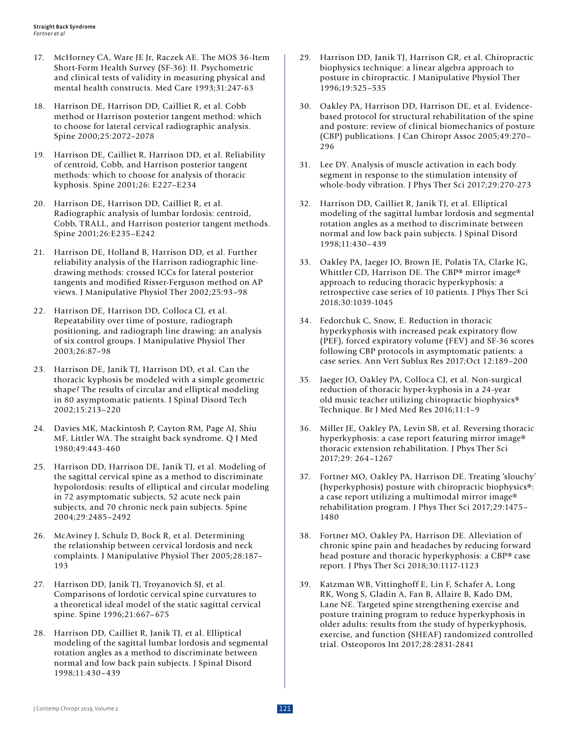17. McHorney CA, Ware JE Jr, Raczek AE. The MOS 36-Item Short-Form Health Survey (SF-36): II. Psychometric and clinical tests of validity in measuring physical and mental health constructs. Med Care 1993;31:247-63

18. Harrison DE, Harrison DD, Cailliet R, et al. Cobb method or Harrison posterior tangent method: which to choose for lateral cervical radiographic analysis. Spine 2000;25:2072–2078

19. Harrison DE, Cailliet R, Harrison DD, et al. Reliability of centroid, Cobb, and Harrison posterior tangent methods: which to choose for analysis of thoracic kyphosis. Spine 2001;26: E227–E234

20. Harrison DE, Harrison DD, Cailliet R, et al. Radiographic analysis of lumbar lordosis: centroid, Cobb, TRALL, and Harrison posterior tangent methods. Spine 2001;26:E235–E242

21. Harrison DE, Holland B, Harrison DD, et al. Further reliability analysis of the Harrison radiographic line-drawing methods: crossed ICCs for lateral posterior tangents and modified Risser-Ferguson method on AP views. J Manipulative Physiol Ther 2002;25:93–98

22. Harrison DE, Harrison DD, Colloca CJ, et al. Repeatability over time of posture, radiograph positioning, and radiograph line drawing: an analysis of six control groups. J Manipulative Physiol Ther 2003;26:87–98

23. Harrison DE, Janik TJ, Harrison DD, et al. Can the thoracic kyphosis be modeled with a simple geometric shape? The results of circular and elliptical modeling in 80 asymptomatic patients. J Spinal Disord Tech 2002;15:213–220

24. Davies MK, Mackintosh P, Cayton RM, Page AJ, Shiu MF, Littler WA. The straight back syndrome. Q J Med 1980;49:443-460

25. Harrison DD, Harrison DE, Janik TJ, et al. Modeling of the sagittal cervical spine as a method to discriminate hypolordosis: results of elliptical and circular modeling in 72 asymptomatic subjects, 52 acute neck pain subjects, and 70 chronic neck pain subjects. Spine 2004;29:2485–2492

26. McAviney J, Schulz D, Bock R, et al. Determining the relationship between cervical lordosis and neck complaints. J Manipulative Physiol Ther 2005;28:187–193

27. Harrison DD, Janik TJ, Troyanovich SJ, et al. Comparisons of lordotic cervical spine curvatures to a theoretical ideal model of the static sagittal cervical spine. Spine 1996;21:667–675

28. Harrison DD, Cailliet R, Janik TJ, et al. Elliptical modeling of the sagittal lumbar lordosis and segmental rotation angles as a method to discriminate between normal and low back pain subjects. J Spinal Disord 1998;11:430–439

29. Harrison DD, Janik TJ, Harrison GR, et al. Chiropractic biophysics technique: a linear algebra approach to posture in chiropractic. J Manipulative Physiol Ther 1996;19:525–535

30. Oakley PA, Harrison DD, Harrison DE, et al. Evidence-based protocol for structural rehabilitation of the spine and posture: review of clinical biomechanics of posture (CBP) publications. J Can Chiropr Assoc 2005;49:270–296

31. Lee DY. Analysis of muscle activation in each body segment in response to the stimulation intensity of whole-body vibration. J Phys Ther Sci 2017;29:270-273

32. Harrison DD, Cailliet R, Janik TJ, et al. Elliptical modeling of the sagittal lumbar lordosis and segmental rotation angles as a method to discriminate between normal and low back pain subjects. J Spinal Disord 1998;11:430–439

33. Oakley PA, Jaeger JO, Brown JE, Polatis TA, Clarke JG, Whittler CD, Harrison DE. The CBP® mirror image® approach to reducing thoracic hyperkyphosis: a retrospective case series of 10 patients. J Phys Ther Sci 2018;30:1039-1045

34. Fedorchuk C, Snow, E. Reduction in thoracic hyperkyphosis with increased peak expiratory flow (PEF), forced expiratory volume (FEV) and SF-36 scores following CBP protocols in asymptomatic patients: a case series. Ann Vert Sublux Res 2017;Oct 12:189–200

35. Jaeger JO, Oakley PA, Colloca CJ, et al. Non-surgical reduction of thoracic hyper-kyphosis in a 24-year old music teacher utilizing chiropractic biophysics® Technique. Br J Med Med Res 2016;11:1–9

36. Miller JE, Oakley PA, Levin SB, et al. Reversing thoracic hyperkyphosis: a case report featuring mirror image® thoracic extension rehabilitation. J Phys Ther Sci 2017;29: 264–1267

37. Fortner MO, Oakley PA, Harrison DE. Treating 'slouchy' (hyperkyphosis) posture with chiropractic biophysics®: a case report utilizing a multimodal mirror image® rehabilitation program. J Phys Ther Sci 2017;29:1475–1480

38. Fortner MO, Oakley PA, Harrison DE. Alleviation of chronic spine pain and headaches by reducing forward head posture and thoracic hyperkyphosis: a CBP® case report. J Phys Ther Sci 2018;30:1117-1123

39. Katzman WB, Vittinghoff E, Lin F, Schafer A, Long RK, Wong S, Gladin A, Fan B, Allaire B, Kado DM, Lane NE. Targeted spine strengthening exercise and posture training program to reduce hyperkyphosis in older adults: results from the study of hyperkyphosis, exercise, and function (SHEAF) randomized controlled trial. Osteoporos Int 2017;28:2831-2841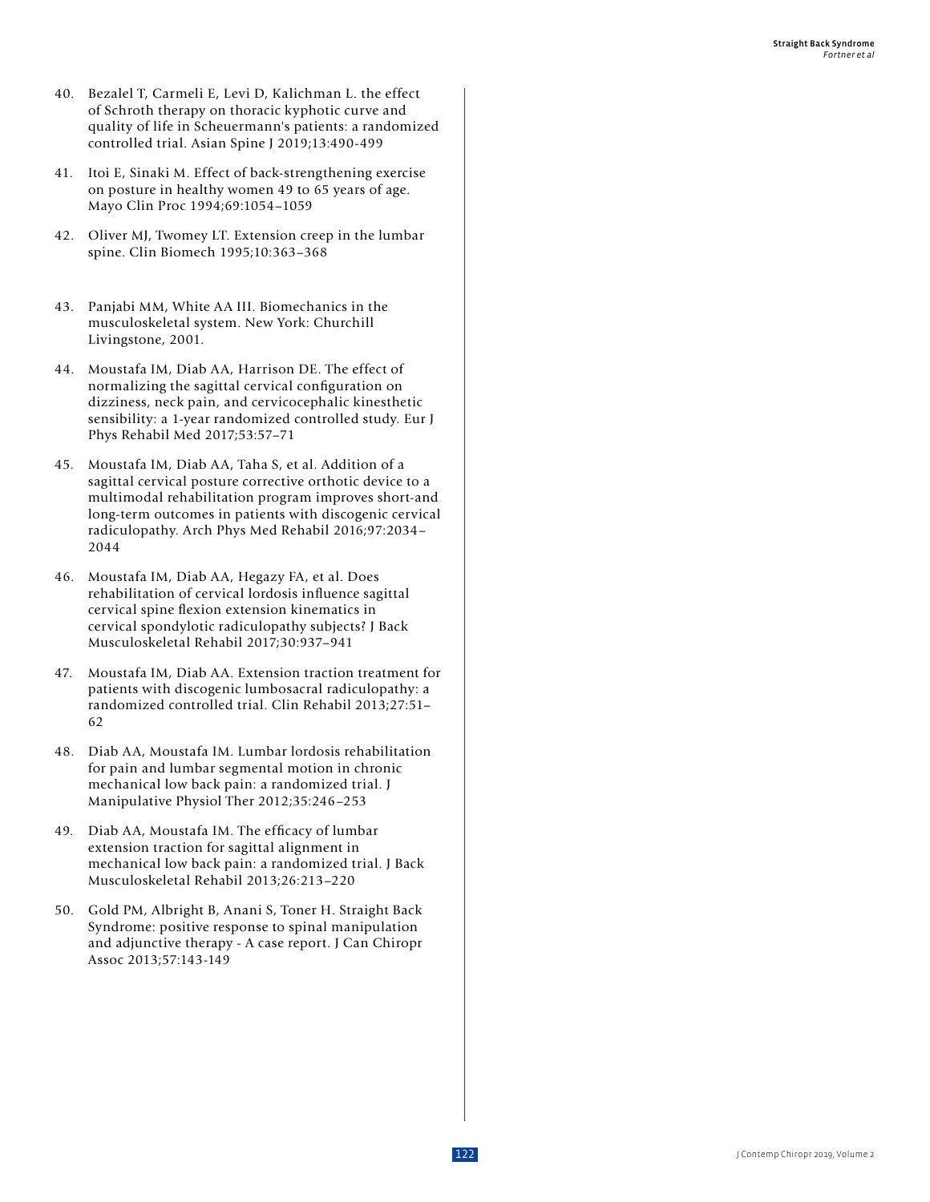40. Bezalel T, Carmeli E, Levi D, Kalichman L. the effect of Schroth therapy on thoracic kyphotic curve and quality of life in Scheuermann's patients: a randomized controlled trial. Asian Spine J 2019;13:490-499

41. Itoi E, Sinaki M. Effect of back-strengthening exercise on posture in healthy women 49 to 65 years of age. Mayo Clin Proc 1994;69:1054–1059

42. Oliver MJ, Twomey LT. Extension creep in the lumbar spine. Clin Biomech 1995;10:363–368

43. Panjabi MM, White AA III. Biomechanics in the musculoskeletal system. New York: Churchill Livingstone, 2001.

44. Moustafa IM, Diab AA, Harrison DE. The effect of normalizing the sagittal cervical configuration on dizziness, neck pain, and cervicocephalic kinesthetic sensibility: a 1-year randomized controlled study. Eur J Phys Rehabil Med 2017;53:57–71

45. Moustafa IM, Diab AA, Taha S, et al. Addition of a sagittal cervical posture corrective orthotic device to a multimodal rehabilitation program improves short-and long-term outcomes in patients with discogenic cervical radiculopathy. Arch Phys Med Rehabil 2016;97:2034–2044

46. Moustafa IM, Diab AA, Hegazy FA, et al. Does rehabilitation of cervical lordosis influence sagittal cervical spine flexion extension kinematics in cervical spondylotic radiculopathy subjects? J Back Musculoskeletal Rehabil 2017;30:937–941

47. Moustafa IM, Diab AA. Extension traction treatment for patients with discogenic lumbosacral radiculopathy: a randomized controlled trial. Clin Rehabil 2013;27:51–62

48. Diab AA, Moustafa IM. Lumbar lordosis rehabilitation for pain and lumbar segmental motion in chronic mechanical low back pain: a randomized trial. J Manipulative Physiol Ther 2012;35:246–253

49. Diab AA, Moustafa IM. The efficacy of lumbar extension traction for sagittal alignment in mechanical low back pain: a randomized trial. J Back Musculoskeletal Rehabil 2013;26:213–220

50. Gold PM, Albright B, Anani S, Toner H. Straight Back Syndrome: positive response to spinal manipulation and adjunctive therapy - A case report. J Can Chiropr Assoc 2013;57:143-149